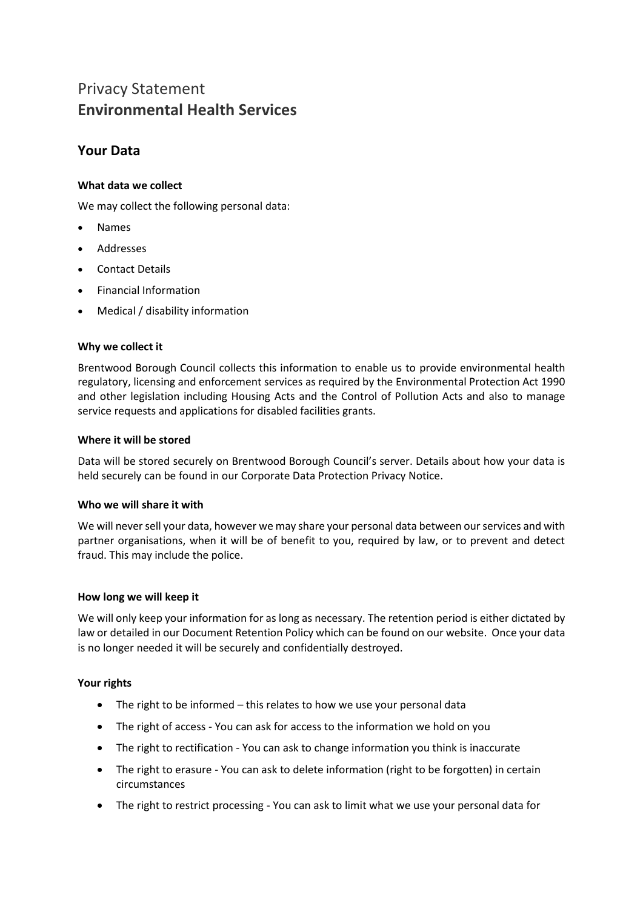# Privacy Statement
# **Environmental Health Services**

## Your Data

### What data we collect

We may collect the following personal data:

- Names
- Addresses
- Contact Details
- Financial Information
- Medical / disability information

### Why we collect it

Brentwood Borough Council collects this information to enable us to provide environmental health regulatory, licensing and enforcement services as required by the Environmental Protection Act 1990 and other legislation including Housing Acts and the Control of Pollution Acts and also to manage service requests and applications for disabled facilities grants.

### Where it will be stored

Data will be stored securely on Brentwood Borough Council's server. Details about how your data is held securely can be found in our Corporate Data Protection Privacy Notice.

### Who we will share it with

We will never sell your data, however we may share your personal data between our services and with partner organisations, when it will be of benefit to you, required by law, or to prevent and detect fraud. This may include the police.

### How long we will keep it

We will only keep your information for as long as necessary. The retention period is either dictated by law or detailed in our Document Retention Policy which can be found on our website. Once your data is no longer needed it will be securely and confidentially destroyed.

### Your rights

- The right to be informed – this relates to how we use your personal data
- The right of access - You can ask for access to the information we hold on you
- The right to rectification - You can ask to change information you think is inaccurate
- The right to erasure - You can ask to delete information (right to be forgotten) in certain circumstances
- The right to restrict processing - You can ask to limit what we use your personal data for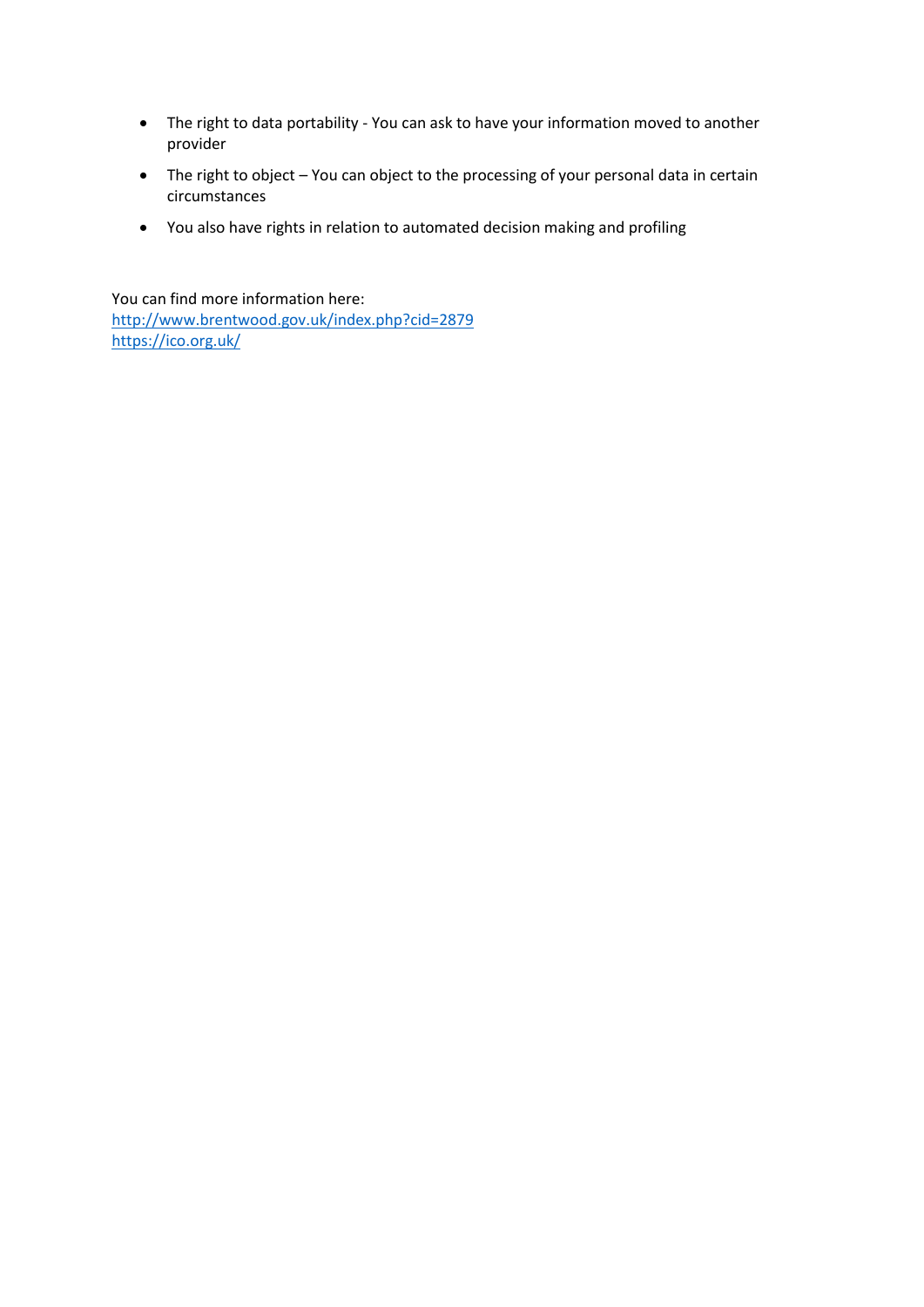- The right to data portability - You can ask to have your information moved to another provider
- The right to object – You can object to the processing of your personal data in certain circumstances
- You also have rights in relation to automated decision making and profiling

You can find more information here:
http://www.brentwood.gov.uk/index.php?cid=2879
https://ico.org.uk/